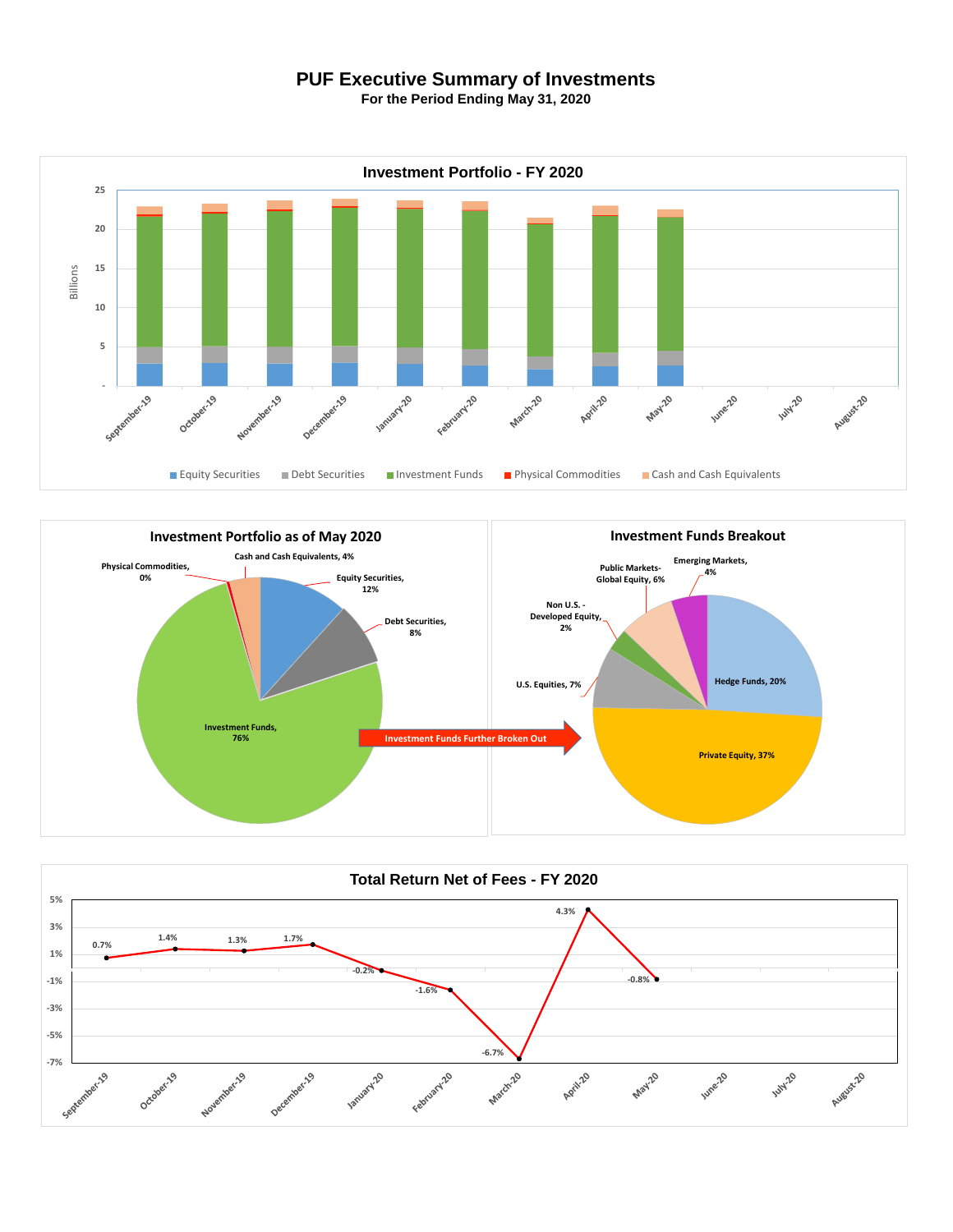# PUF Executive Summary of Investments

**For the Period Ending May 31, 2020**

## Investment Portfolio - FY 2020

Billions

25
20
15
10
5
-

September-19, October-19, November-19, December-19, January-20, February-20, March-20, April-20, May-20, June-20, July-20, August-20

Equity Securities | Debt Securities | Investment Funds | Physical Commodities | Cash and Cash Equivalents

## Investment Portfolio as of May 2020

- Physical Commodities, 0%
- Cash and Cash Equivalents, 4%
- Equity Securities, 12%
- Debt Securities, 8%
- Investment Funds, 76%

Investment Funds Further Broken Out

## Investment Funds Breakout

- Emerging Markets, 4%
- Public Markets-Global Equity, 6%
- Non U.S. - Developed Equity, 2%
- U.S. Equities, 7%
- Hedge Funds, 20%
- Private Equity, 37%

## Total Return Net of Fees - FY 2020

| Month | Return |
|---|---|
| September-19 | 0.7% |
| October-19 | 1.4% |
| November-19 | 1.3% |
| December-19 | 1.7% |
| January-20 | -0.2% |
| February-20 | -1.6% |
| March-20 | -6.7% |
| April-20 | 4.3% |
| May-20 | -0.8% |
| June-20 | |
| July-20 | |
| August-20 | |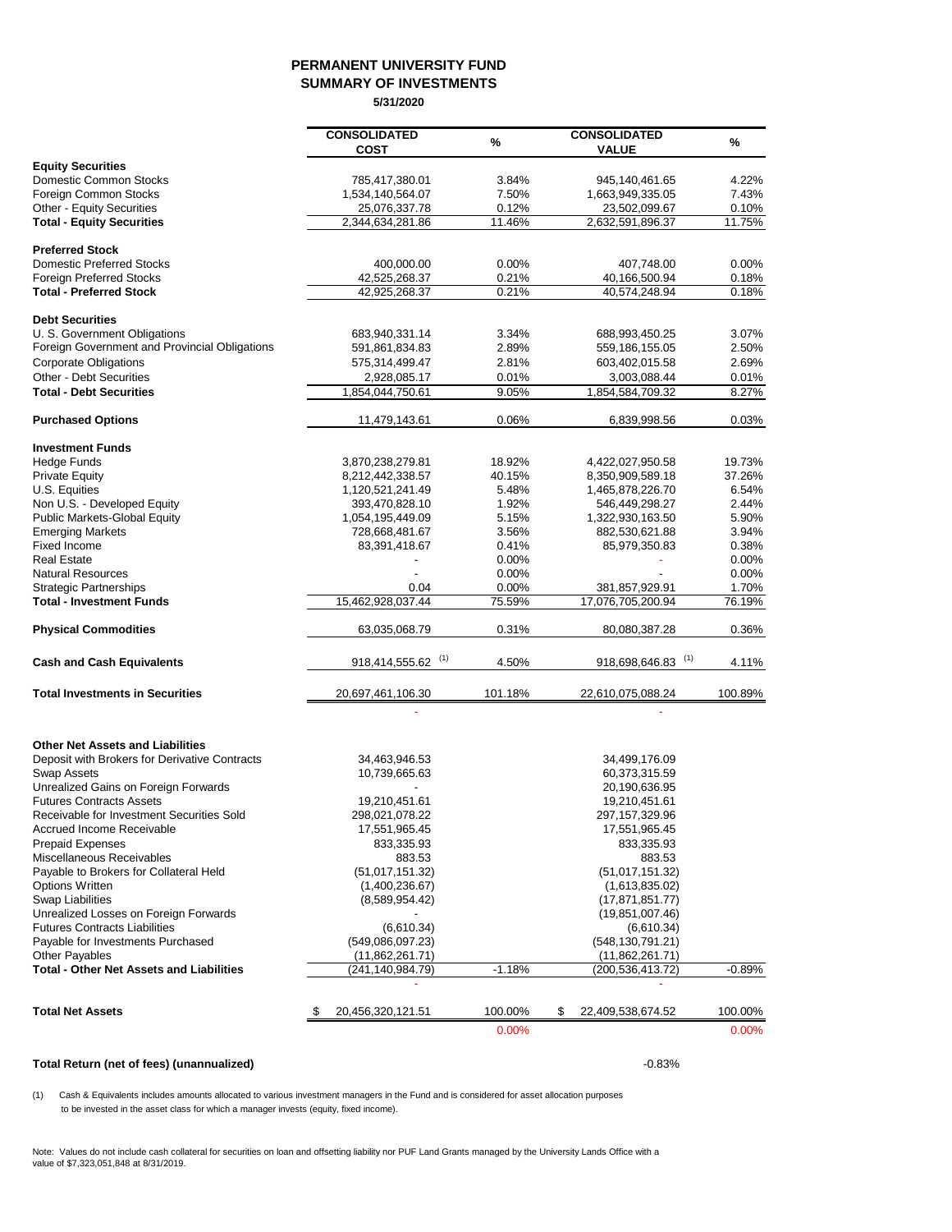# PERMANENT UNIVERSITY FUND
## SUMMARY OF INVESTMENTS
**5/31/2020**

| | CONSOLIDATED COST | % | CONSOLIDATED VALUE | % |
|---|---|---|---|---|
| **Equity Securities** | | | | |
| Domestic Common Stocks | 785,417,380.01 | 3.84% | 945,140,461.65 | 4.22% |
| Foreign Common Stocks | 1,534,140,564.07 | 7.50% | 1,663,949,335.05 | 7.43% |
| Other - Equity Securities | 25,076,337.78 | 0.12% | 23,502,099.67 | 0.10% |
| **Total - Equity Securities** | 2,344,634,281.86 | 11.46% | 2,632,591,896.37 | 11.75% |
| **Preferred Stock** | | | | |
| Domestic Preferred Stocks | 400,000.00 | 0.00% | 407,748.00 | 0.00% |
| Foreign Preferred Stocks | 42,525,268.37 | 0.21% | 40,166,500.94 | 0.18% |
| **Total - Preferred Stock** | 42,925,268.37 | 0.21% | 40,574,248.94 | 0.18% |
| **Debt Securities** | | | | |
| U. S. Government Obligations | 683,940,331.14 | 3.34% | 688,993,450.25 | 3.07% |
| Foreign Government and Provincial Obligations | 591,861,834.83 | 2.89% | 559,186,155.05 | 2.50% |
| Corporate Obligations | 575,314,499.47 | 2.81% | 603,402,015.58 | 2.69% |
| Other - Debt Securities | 2,928,085.17 | 0.01% | 3,003,088.44 | 0.01% |
| **Total - Debt Securities** | 1,854,044,750.61 | 9.05% | 1,854,584,709.32 | 8.27% |
| **Purchased Options** | 11,479,143.61 | 0.06% | 6,839,998.56 | 0.03% |
| **Investment Funds** | | | | |
| Hedge Funds | 3,870,238,279.81 | 18.92% | 4,422,027,950.58 | 19.73% |
| Private Equity | 8,212,442,338.57 | 40.15% | 8,350,909,589.18 | 37.26% |
| U.S. Equities | 1,120,521,241.49 | 5.48% | 1,465,878,226.70 | 6.54% |
| Non U.S. - Developed Equity | 393,470,828.10 | 1.92% | 546,449,298.27 | 2.44% |
| Public Markets-Global Equity | 1,054,195,449.09 | 5.15% | 1,322,930,163.50 | 5.90% |
| Emerging Markets | 728,668,481.67 | 3.56% | 882,530,621.88 | 3.94% |
| Fixed Income | 83,391,418.67 | 0.41% | 85,979,350.83 | 0.38% |
| Real Estate | - | 0.00% | - | 0.00% |
| Natural Resources | - | 0.00% | - | 0.00% |
| Strategic Partnerships | 0.04 | 0.00% | 381,857,929.91 | 1.70% |
| **Total - Investment Funds** | 15,462,928,037.44 | 75.59% | 17,076,705,200.94 | 76.19% |
| **Physical Commodities** | 63,035,068.79 | 0.31% | 80,080,387.28 | 0.36% |
| **Cash and Cash Equivalents** | 918,414,555.62 (1) | 4.50% | 918,698,646.83 (1) | 4.11% |
| **Total Investments in Securities** | 20,697,461,106.30 | 101.18% | 22,610,075,088.24 | 100.89% |
| | - | | - | |
| **Other Net Assets and Liabilities** | | | | |
| Deposit with Brokers for Derivative Contracts | 34,463,946.53 | | 34,499,176.09 | |
| Swap Assets | 10,739,665.63 | | 60,373,315.59 | |
| Unrealized Gains on Foreign Forwards | - | | 20,190,636.95 | |
| Futures Contracts Assets | 19,210,451.61 | | 19,210,451.61 | |
| Receivable for Investment Securities Sold | 298,021,078.22 | | 297,157,329.96 | |
| Accrued Income Receivable | 17,551,965.45 | | 17,551,965.45 | |
| Prepaid Expenses | 833,335.93 | | 833,335.93 | |
| Miscellaneous Receivables | 883.53 | | 883.53 | |
| Payable to Brokers for Collateral Held | (51,017,151.32) | | (51,017,151.32) | |
| Options Written | (1,400,236.67) | | (1,613,835.02) | |
| Swap Liabilities | (8,589,954.42) | | (17,871,851.77) | |
| Unrealized Losses on Foreign Forwards | - | | (19,851,007.46) | |
| Futures Contracts Liabilities | (6,610.34) | | (6,610.34) | |
| Payable for Investments Purchased | (549,086,097.23) | | (548,130,791.21) | |
| Other Payables | (11,862,261.71) | | (11,862,261.71) | |
| **Total - Other Net Assets and Liabilities** | (241,140,984.79) | -1.18% | (200,536,413.72) | -0.89% |
| | - | | - | |
| **Total Net Assets** | $ 20,456,320,121.51 | 100.00% | $ 22,409,538,674.52 | 100.00% |
| | | 0.00% | | 0.00% |

**Total Return (net of fees) (unannualized)** -0.83%

(1) Cash & Equivalents includes amounts allocated to various investment managers in the Fund and is considered for asset allocation purposes to be invested in the asset class for which a manager invests (equity, fixed income).

Note: Values do not include cash collateral for securities on loan and offsetting liability nor PUF Land Grants managed by the University Lands Office with a value of $7,323,051,848 at 8/31/2019.